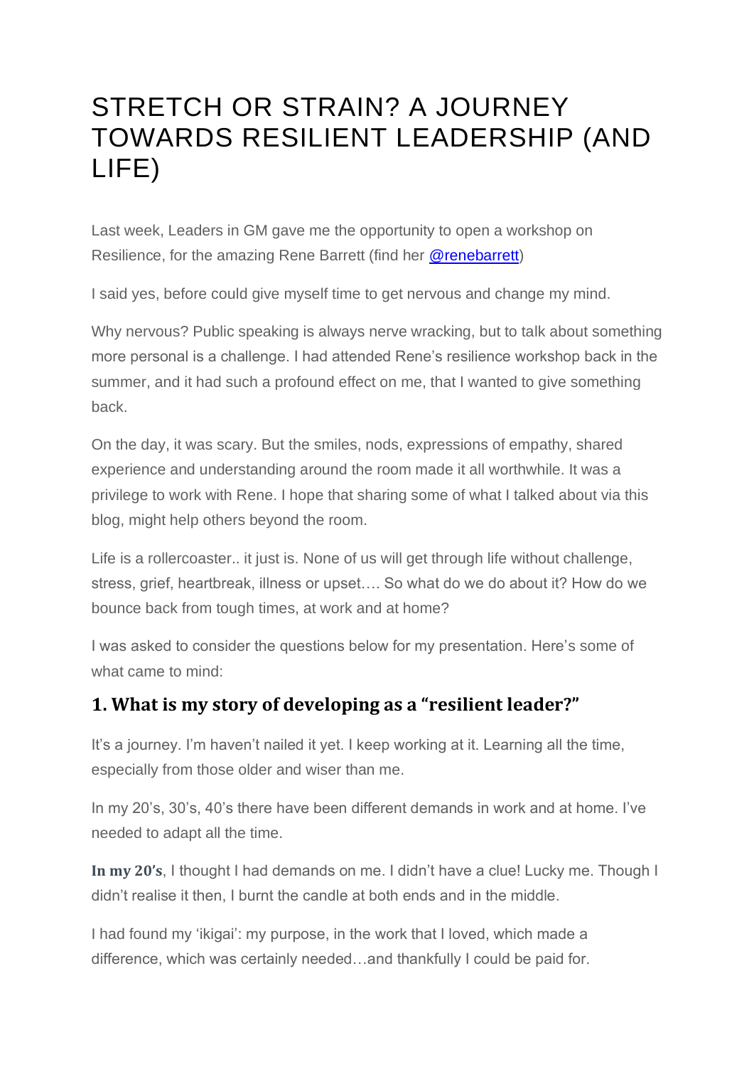# STRETCH OR STRAIN? A JOURNEY TOWARDS RESILIENT LEADERSHIP (AND LIFE)

Last week, Leaders in GM gave me the opportunity to open a workshop on Resilience, for the amazing Rene Barrett (find her [@renebarrett](@renebarrett))

I said yes, before could give myself time to get nervous and change my mind.

Why nervous? Public speaking is always nerve wracking, but to talk about something more personal is a challenge. I had attended Rene's resilience workshop back in the summer, and it had such a profound effect on me, that I wanted to give something back.

On the day, it was scary. But the smiles, nods, expressions of empathy, shared experience and understanding around the room made it all worthwhile. It was a privilege to work with Rene. I hope that sharing some of what I talked about via this blog, might help others beyond the room.

Life is a rollercoaster.. it just is. None of us will get through life without challenge, stress, grief, heartbreak, illness or upset…. So what do we do about it? How do we bounce back from tough times, at work and at home?

I was asked to consider the questions below for my presentation. Here's some of what came to mind:

## 1. What is my story of developing as a "resilient leader?"

It's a journey. I'm haven't nailed it yet. I keep working at it. Learning all the time, especially from those older and wiser than me.

In my 20's, 30's, 40's there have been different demands in work and at home. I've needed to adapt all the time.

**In my 20's**, I thought I had demands on me. I didn't have a clue! Lucky me. Though I didn't realise it then, I burnt the candle at both ends and in the middle.

I had found my 'ikigai': my purpose, in the work that I loved, which made a difference, which was certainly needed…and thankfully I could be paid for.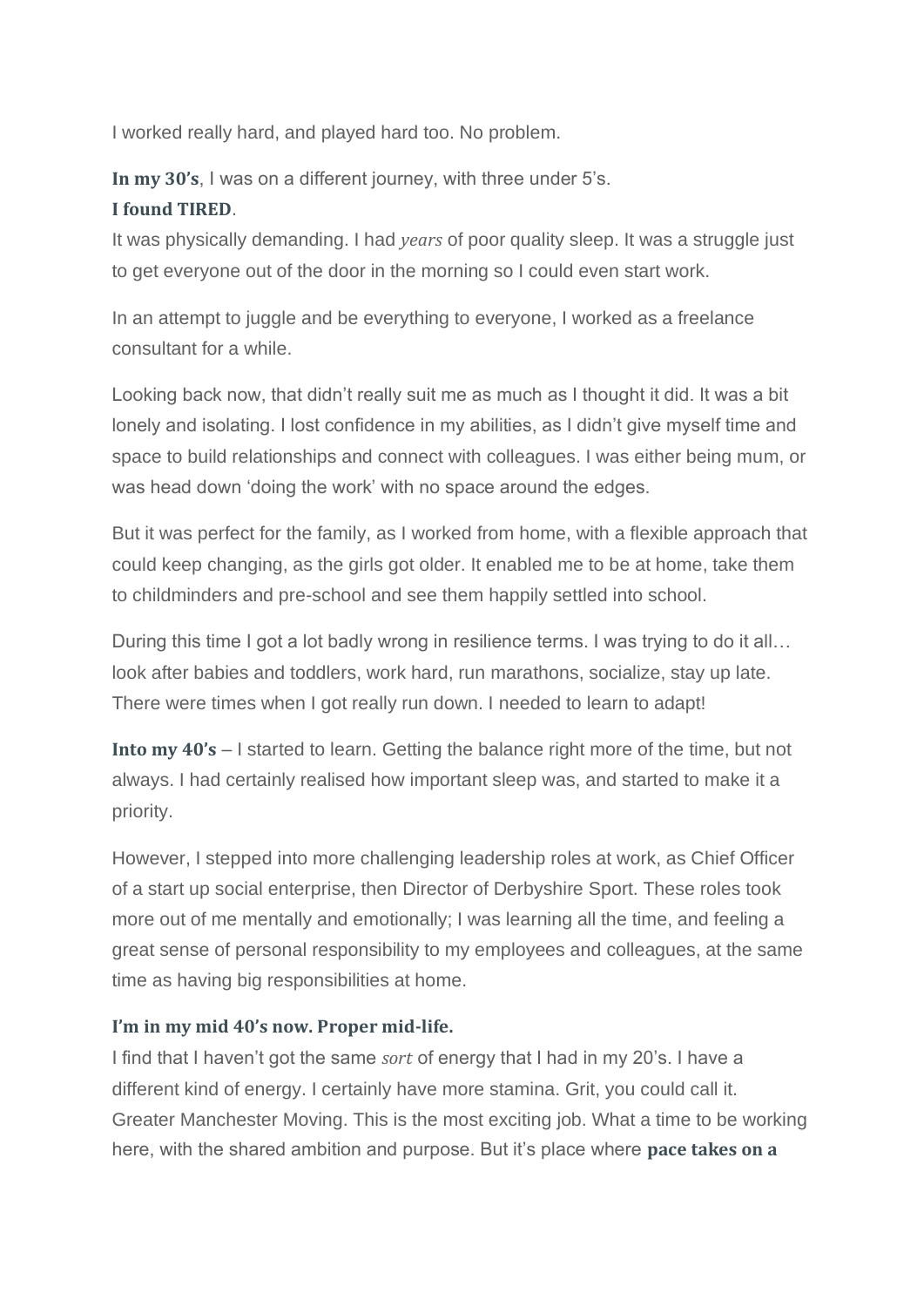I worked really hard, and played hard too. No problem.

**In my 30's**, I was on a different journey, with three under 5's.
**I found TIRED**.
It was physically demanding. I had *years* of poor quality sleep. It was a struggle just to get everyone out of the door in the morning so I could even start work.

In an attempt to juggle and be everything to everyone, I worked as a freelance consultant for a while.

Looking back now, that didn't really suit me as much as I thought it did. It was a bit lonely and isolating. I lost confidence in my abilities, as I didn't give myself time and space to build relationships and connect with colleagues. I was either being mum, or was head down 'doing the work' with no space around the edges.

But it was perfect for the family, as I worked from home, with a flexible approach that could keep changing, as the girls got older. It enabled me to be at home, take them to childminders and pre-school and see them happily settled into school.

During this time I got a lot badly wrong in resilience terms. I was trying to do it all… look after babies and toddlers, work hard, run marathons, socialize, stay up late. There were times when I got really run down. I needed to learn to adapt!

**Into my 40's** – I started to learn. Getting the balance right more of the time, but not always. I had certainly realised how important sleep was, and started to make it a priority.

However, I stepped into more challenging leadership roles at work, as Chief Officer of a start up social enterprise, then Director of Derbyshire Sport. These roles took more out of me mentally and emotionally; I was learning all the time, and feeling a great sense of personal responsibility to my employees and colleagues, at the same time as having big responsibilities at home.

**I'm in my mid 40's now. Proper mid-life.**
I find that I haven't got the same *sort* of energy that I had in my 20's. I have a different kind of energy. I certainly have more stamina. Grit, you could call it. Greater Manchester Moving. This is the most exciting job. What a time to be working here, with the shared ambition and purpose. But it's place where **pace takes on a**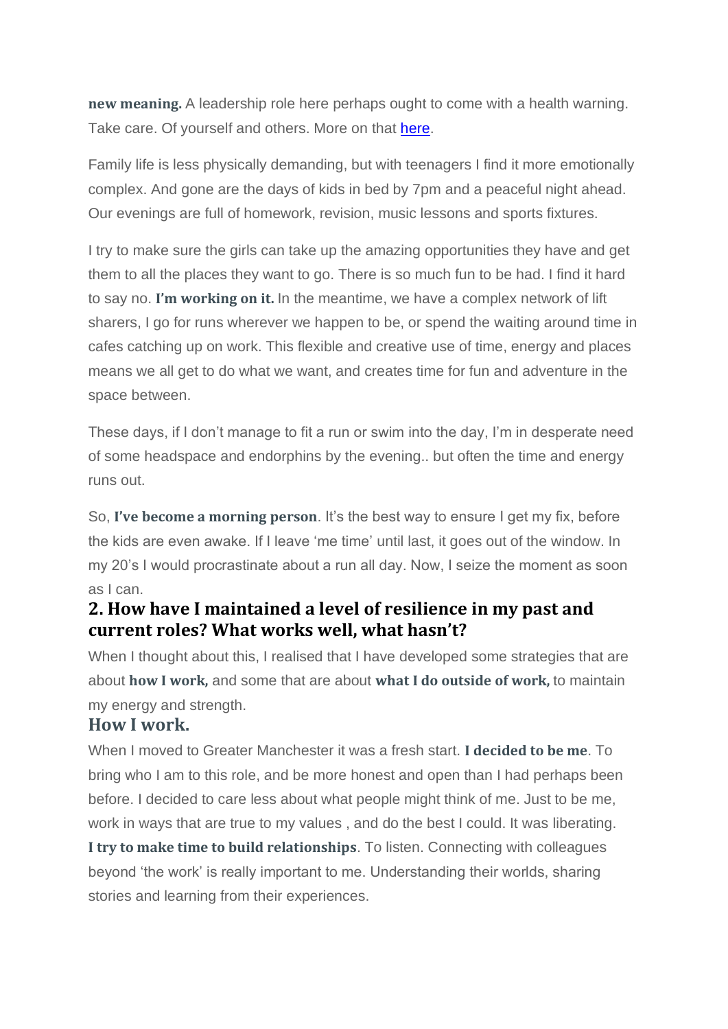**new meaning.** A leadership role here perhaps ought to come with a health warning. Take care. Of yourself and others. More on that [here](here).

Family life is less physically demanding, but with teenagers I find it more emotionally complex. And gone are the days of kids in bed by 7pm and a peaceful night ahead. Our evenings are full of homework, revision, music lessons and sports fixtures.

I try to make sure the girls can take up the amazing opportunities they have and get them to all the places they want to go. There is so much fun to be had. I find it hard to say no. **I'm working on it.** In the meantime, we have a complex network of lift sharers, I go for runs wherever we happen to be, or spend the waiting around time in cafes catching up on work. This flexible and creative use of time, energy and places means we all get to do what we want, and creates time for fun and adventure in the space between.

These days, if I don't manage to fit a run or swim into the day, I'm in desperate need of some headspace and endorphins by the evening.. but often the time and energy runs out.

So, **I've become a morning person**. It's the best way to ensure I get my fix, before the kids are even awake. If I leave 'me time' until last, it goes out of the window. In my 20's I would procrastinate about a run all day. Now, I seize the moment as soon as I can.

## 2. How have I maintained a level of resilience in my past and current roles? What works well, what hasn't?

When I thought about this, I realised that I have developed some strategies that are about **how I work,** and some that are about **what I do outside of work,** to maintain my energy and strength.

### How I work.

When I moved to Greater Manchester it was a fresh start. **I decided to be me**. To bring who I am to this role, and be more honest and open than I had perhaps been before. I decided to care less about what people might think of me. Just to be me, work in ways that are true to my values , and do the best I could. It was liberating.
**I try to make time to build relationships**. To listen. Connecting with colleagues beyond 'the work' is really important to me. Understanding their worlds, sharing stories and learning from their experiences.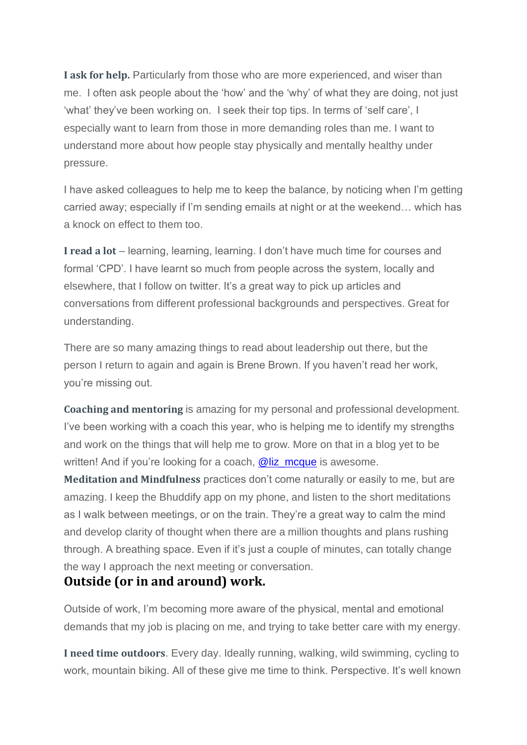**I ask for help.** Particularly from those who are more experienced, and wiser than me. I often ask people about the 'how' and the 'why' of what they are doing, not just 'what' they've been working on. I seek their top tips. In terms of 'self care', I especially want to learn from those in more demanding roles than me. I want to understand more about how people stay physically and mentally healthy under pressure.

I have asked colleagues to help me to keep the balance, by noticing when I'm getting carried away; especially if I'm sending emails at night or at the weekend… which has a knock on effect to them too.

**I read a lot** – learning, learning, learning. I don't have much time for courses and formal 'CPD'. I have learnt so much from people across the system, locally and elsewhere, that I follow on twitter. It's a great way to pick up articles and conversations from different professional backgrounds and perspectives. Great for understanding.

There are so many amazing things to read about leadership out there, but the person I return to again and again is Brene Brown. If you haven't read her work, you're missing out.

**Coaching and mentoring** is amazing for my personal and professional development. I've been working with a coach this year, who is helping me to identify my strengths and work on the things that will help me to grow. More on that in a blog yet to be written! And if you're looking for a coach, @liz_mcque is awesome.

**Meditation and Mindfulness** practices don't come naturally or easily to me, but are amazing. I keep the Bhuddify app on my phone, and listen to the short meditations as I walk between meetings, or on the train. They're a great way to calm the mind and develop clarity of thought when there are a million thoughts and plans rushing through. A breathing space. Even if it's just a couple of minutes, can totally change the way I approach the next meeting or conversation.

## Outside (or in and around) work.

Outside of work, I'm becoming more aware of the physical, mental and emotional demands that my job is placing on me, and trying to take better care with my energy.

**I need time outdoors**. Every day. Ideally running, walking, wild swimming, cycling to work, mountain biking. All of these give me time to think. Perspective. It's well known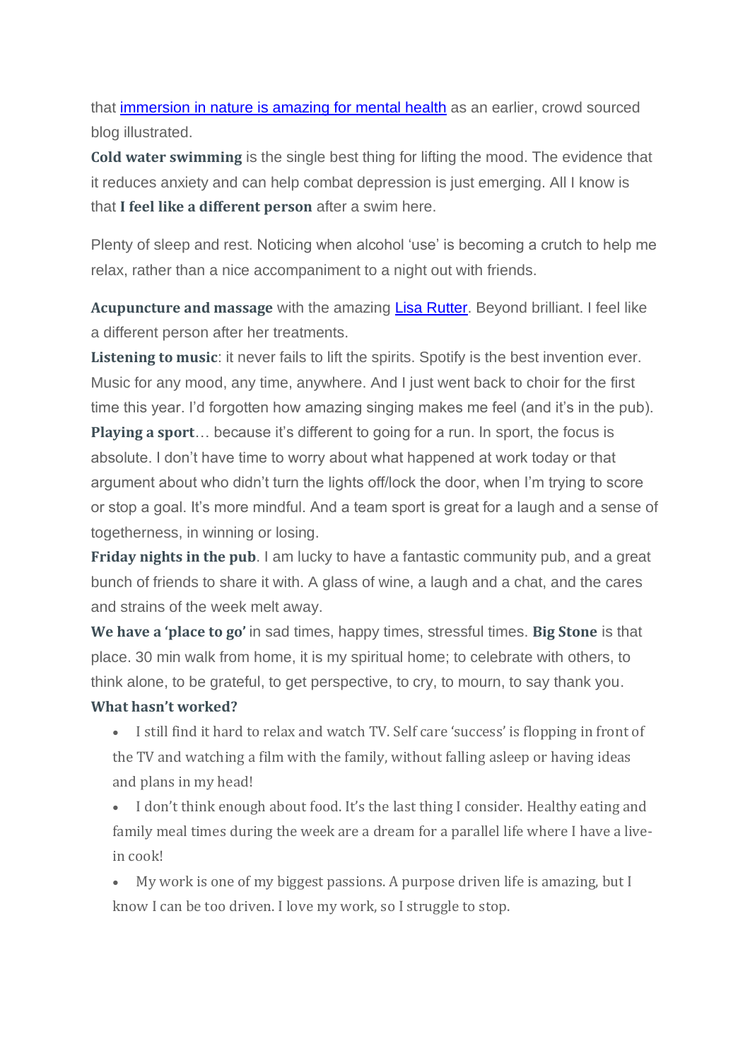that [immersion in nature is amazing for mental health]() as an earlier, crowd sourced blog illustrated.

**Cold water swimming** is the single best thing for lifting the mood. The evidence that it reduces anxiety and can help combat depression is just emerging. All I know is that **I feel like a different person** after a swim here.

Plenty of sleep and rest. Noticing when alcohol 'use' is becoming a crutch to help me relax, rather than a nice accompaniment to a night out with friends.

**Acupuncture and massage** with the amazing [Lisa Rutter](). Beyond brilliant. I feel like a different person after her treatments.

**Listening to music**: it never fails to lift the spirits. Spotify is the best invention ever. Music for any mood, any time, anywhere. And I just went back to choir for the first time this year. I'd forgotten how amazing singing makes me feel (and it's in the pub).

**Playing a sport**… because it's different to going for a run. In sport, the focus is absolute. I don't have time to worry about what happened at work today or that argument about who didn't turn the lights off/lock the door, when I'm trying to score or stop a goal. It's more mindful. And a team sport is great for a laugh and a sense of togetherness, in winning or losing.

**Friday nights in the pub**. I am lucky to have a fantastic community pub, and a great bunch of friends to share it with. A glass of wine, a laugh and a chat, and the cares and strains of the week melt away.

**We have a 'place to go'** in sad times, happy times, stressful times. **Big Stone** is that place. 30 min walk from home, it is my spiritual home; to celebrate with others, to think alone, to be grateful, to get perspective, to cry, to mourn, to say thank you.

**What hasn't worked?**

- I still find it hard to relax and watch TV. Self care 'success' is flopping in front of the TV and watching a film with the family, without falling asleep or having ideas and plans in my head!
- I don't think enough about food. It's the last thing I consider. Healthy eating and family meal times during the week are a dream for a parallel life where I have a live-in cook!
- My work is one of my biggest passions. A purpose driven life is amazing, but I know I can be too driven. I love my work, so I struggle to stop.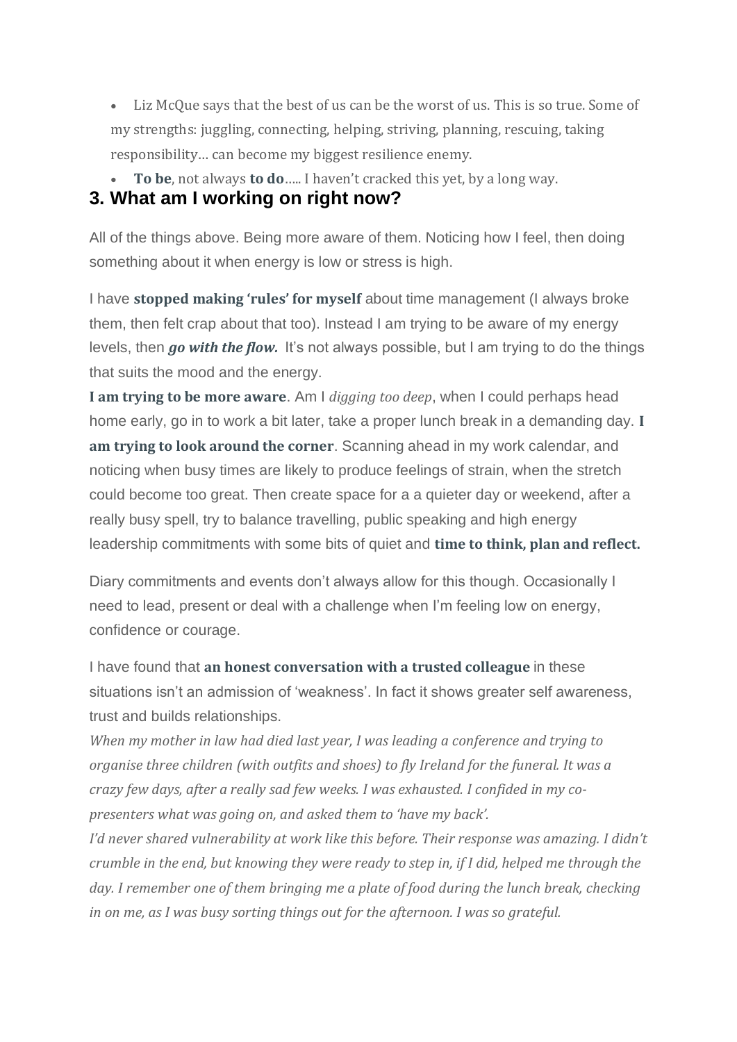- Liz McQue says that the best of us can be the worst of us. This is so true. Some of my strengths: juggling, connecting, helping, striving, planning, rescuing, taking responsibility… can become my biggest resilience enemy.
- **To be**, not always **to do**….. I haven't cracked this yet, by a long way.

## 3. What am I working on right now?

All of the things above. Being more aware of them. Noticing how I feel, then doing something about it when energy is low or stress is high.

I have **stopped making 'rules' for myself** about time management (I always broke them, then felt crap about that too). Instead I am trying to be aware of my energy levels, then ***go with the flow.*** It's not always possible, but I am trying to do the things that suits the mood and the energy.

**I am trying to be more aware**. Am I *digging too deep*, when I could perhaps head home early, go in to work a bit later, take a proper lunch break in a demanding day. **I am trying to look around the corner**. Scanning ahead in my work calendar, and noticing when busy times are likely to produce feelings of strain, when the stretch could become too great. Then create space for a a quieter day or weekend, after a really busy spell, try to balance travelling, public speaking and high energy leadership commitments with some bits of quiet and **time to think, plan and reflect.**

Diary commitments and events don't always allow for this though. Occasionally I need to lead, present or deal with a challenge when I'm feeling low on energy, confidence or courage.

I have found that **an honest conversation with a trusted colleague** in these situations isn't an admission of 'weakness'. In fact it shows greater self awareness, trust and builds relationships.

*When my mother in law had died last year, I was leading a conference and trying to organise three children (with outfits and shoes) to fly Ireland for the funeral. It was a crazy few days, after a really sad few weeks. I was exhausted. I confided in my co-presenters what was going on, and asked them to 'have my back'.*

*I'd never shared vulnerability at work like this before. Their response was amazing. I didn't crumble in the end, but knowing they were ready to step in, if I did, helped me through the day. I remember one of them bringing me a plate of food during the lunch break, checking in on me, as I was busy sorting things out for the afternoon. I was so grateful.*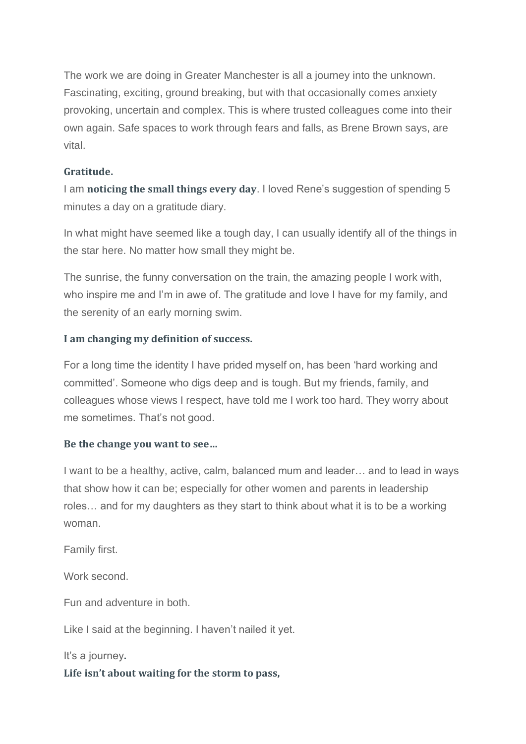The work we are doing in Greater Manchester is all a journey into the unknown. Fascinating, exciting, ground breaking, but with that occasionally comes anxiety provoking, uncertain and complex. This is where trusted colleagues come into their own again. Safe spaces to work through fears and falls, as Brene Brown says, are vital.

**Gratitude.**

I am **noticing the small things every day**. I loved Rene's suggestion of spending 5 minutes a day on a gratitude diary.

In what might have seemed like a tough day, I can usually identify all of the things in the star here. No matter how small they might be.

The sunrise, the funny conversation on the train, the amazing people I work with, who inspire me and I'm in awe of. The gratitude and love I have for my family, and the serenity of an early morning swim.

**I am changing my definition of success.**

For a long time the identity I have prided myself on, has been 'hard working and committed'. Someone who digs deep and is tough. But my friends, family, and colleagues whose views I respect, have told me I work too hard. They worry about me sometimes. That's not good.

**Be the change you want to see…**

I want to be a healthy, active, calm, balanced mum and leader… and to lead in ways that show how it can be; especially for other women and parents in leadership roles… and for my daughters as they start to think about what it is to be a working woman.

Family first.

Work second.

Fun and adventure in both.

Like I said at the beginning. I haven't nailed it yet.

It's a journey**.**

**Life isn't about waiting for the storm to pass,**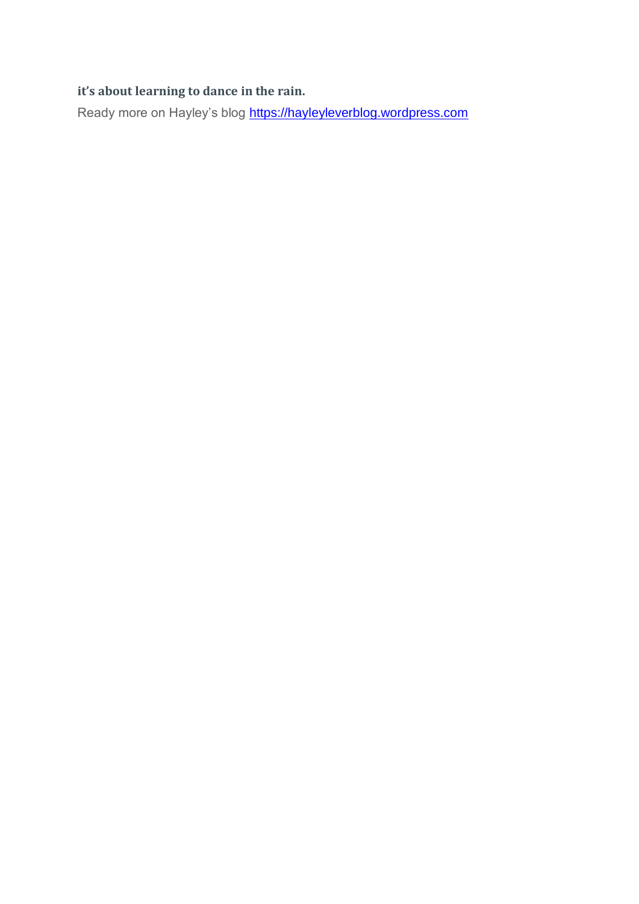**it's about learning to dance in the rain.**

Ready more on Hayley's blog https://hayleyleverblog.wordpress.com